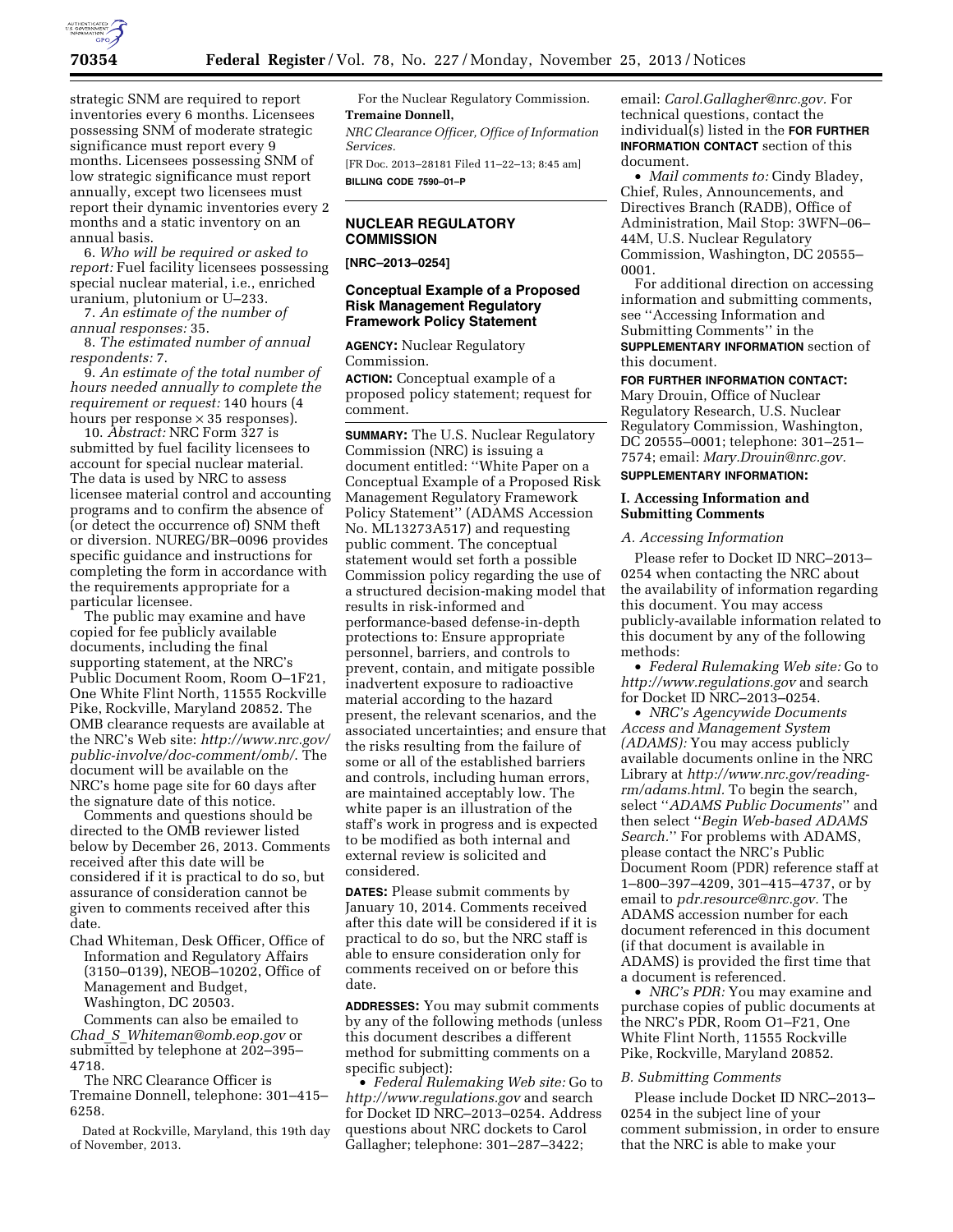strategic SNM are required to report inventories every 6 months. Licensees possessing SNM of moderate strategic significance must report every 9 months. Licensees possessing SNM of low strategic significance must report annually, except two licensees must report their dynamic inventories every 2 months and a static inventory on an annual basis.

6. *Who will be required or asked to report:* Fuel facility licensees possessing special nuclear material, i.e., enriched uranium, plutonium or U–233.

7. *An estimate of the number of annual responses:* 35.

8. *The estimated number of annual respondents:* 7.

9. *An estimate of the total number of hours needed annually to complete the requirement or request:* 140 hours (4 hours per response × 35 responses).

10. *Abstract:* NRC Form 327 is submitted by fuel facility licensees to account for special nuclear material. The data is used by NRC to assess licensee material control and accounting programs and to confirm the absence of (or detect the occurrence of) SNM theft or diversion. NUREG/BR–0096 provides specific guidance and instructions for completing the form in accordance with the requirements appropriate for a particular licensee.

The public may examine and have copied for fee publicly available documents, including the final supporting statement, at the NRC's Public Document Room, Room O–1F21, One White Flint North, 11555 Rockville Pike, Rockville, Maryland 20852. The OMB clearance requests are available at the NRC's Web site: *http://www.nrc.gov/public-involve/doc-comment/omb/*. The document will be available on the NRC's home page site for 60 days after the signature date of this notice.

Comments and questions should be directed to the OMB reviewer listed below by December 26, 2013. Comments received after this date will be considered if it is practical to do so, but assurance of consideration cannot be given to comments received after this date.

Chad Whiteman, Desk Officer, Office of Information and Regulatory Affairs (3150–0139), NEOB–10202, Office of Management and Budget, Washington, DC 20503.

Comments can also be emailed to *Chad_S_Whiteman@omb.eop.gov* or submitted by telephone at 202–395–4718.

The NRC Clearance Officer is Tremaine Donnell, telephone: 301–415–6258.

Dated at Rockville, Maryland, this 19th day of November, 2013.

For the Nuclear Regulatory Commission.

**Tremaine Donnell,**

*NRC Clearance Officer, Office of Information Services.*

[FR Doc. 2013–28181 Filed 11–22–13; 8:45 am]

**BILLING CODE 7590–01–P**

---

## NUCLEAR REGULATORY COMMISSION

**[NRC–2013–0254]**

### Conceptual Example of a Proposed Risk Management Regulatory Framework Policy Statement

**AGENCY:** Nuclear Regulatory Commission.

**ACTION:** Conceptual example of a proposed policy statement; request for comment.

---

**SUMMARY:** The U.S. Nuclear Regulatory Commission (NRC) is issuing a document entitled: ''White Paper on a Conceptual Example of a Proposed Risk Management Regulatory Framework Policy Statement'' (ADAMS Accession No. ML13273A517) and requesting public comment. The conceptual statement would set forth a possible Commission policy regarding the use of a structured decision-making model that results in risk-informed and performance-based defense-in-depth protections to: Ensure appropriate personnel, barriers, and controls to prevent, contain, and mitigate possible inadvertent exposure to radioactive material according to the hazard present, the relevant scenarios, and the associated uncertainties; and ensure that the risks resulting from the failure of some or all of the established barriers and controls, including human errors, are maintained acceptably low. The white paper is an illustration of the staff's work in progress and is expected to be modified as both internal and external review is solicited and considered.

**DATES:** Please submit comments by January 10, 2014. Comments received after this date will be considered if it is practical to do so, but the NRC staff is able to ensure consideration only for comments received on or before this date.

**ADDRESSES:** You may submit comments by any of the following methods (unless this document describes a different method for submitting comments on a specific subject):

- *Federal Rulemaking Web site:* Go to *http://www.regulations.gov* and search for Docket ID NRC–2013–0254. Address questions about NRC dockets to Carol Gallagher; telephone: 301–287–3422; email: *Carol.Gallagher@nrc.gov*. For technical questions, contact the individual(s) listed in the **FOR FURTHER INFORMATION CONTACT** section of this document.
- *Mail comments to:* Cindy Bladey, Chief, Rules, Announcements, and Directives Branch (RADB), Office of Administration, Mail Stop: 3WFN–06–44M, U.S. Nuclear Regulatory Commission, Washington, DC 20555–0001.

For additional direction on accessing information and submitting comments, see ''Accessing Information and Submitting Comments'' in the **SUPPLEMENTARY INFORMATION** section of this document.

**FOR FURTHER INFORMATION CONTACT:** Mary Drouin, Office of Nuclear Regulatory Research, U.S. Nuclear Regulatory Commission, Washington, DC 20555–0001; telephone: 301–251–7574; email: *Mary.Drouin@nrc.gov*.

**SUPPLEMENTARY INFORMATION:**

#### I. Accessing Information and Submitting Comments

*A. Accessing Information*

Please refer to Docket ID NRC–2013–0254 when contacting the NRC about the availability of information regarding this document. You may access publicly-available information related to this document by any of the following methods:

- *Federal Rulemaking Web site:* Go to *http://www.regulations.gov* and search for Docket ID NRC–2013–0254.
- *NRC's Agencywide Documents Access and Management System (ADAMS):* You may access publicly available documents online in the NRC Library at *http://www.nrc.gov/reading-rm/adams.html*. To begin the search, select ''*ADAMS Public Documents*'' and then select ''*Begin Web-based ADAMS Search.*'' For problems with ADAMS, please contact the NRC's Public Document Room (PDR) reference staff at 1–800–397–4209, 301–415–4737, or by email to *pdr.resource@nrc.gov*. The ADAMS accession number for each document referenced in this document (if that document is available in ADAMS) is provided the first time that a document is referenced.
- *NRC's PDR:* You may examine and purchase copies of public documents at the NRC's PDR, Room O1–F21, One White Flint North, 11555 Rockville Pike, Rockville, Maryland 20852.

*B. Submitting Comments*

Please include Docket ID NRC–2013–0254 in the subject line of your comment submission, in order to ensure that the NRC is able to make your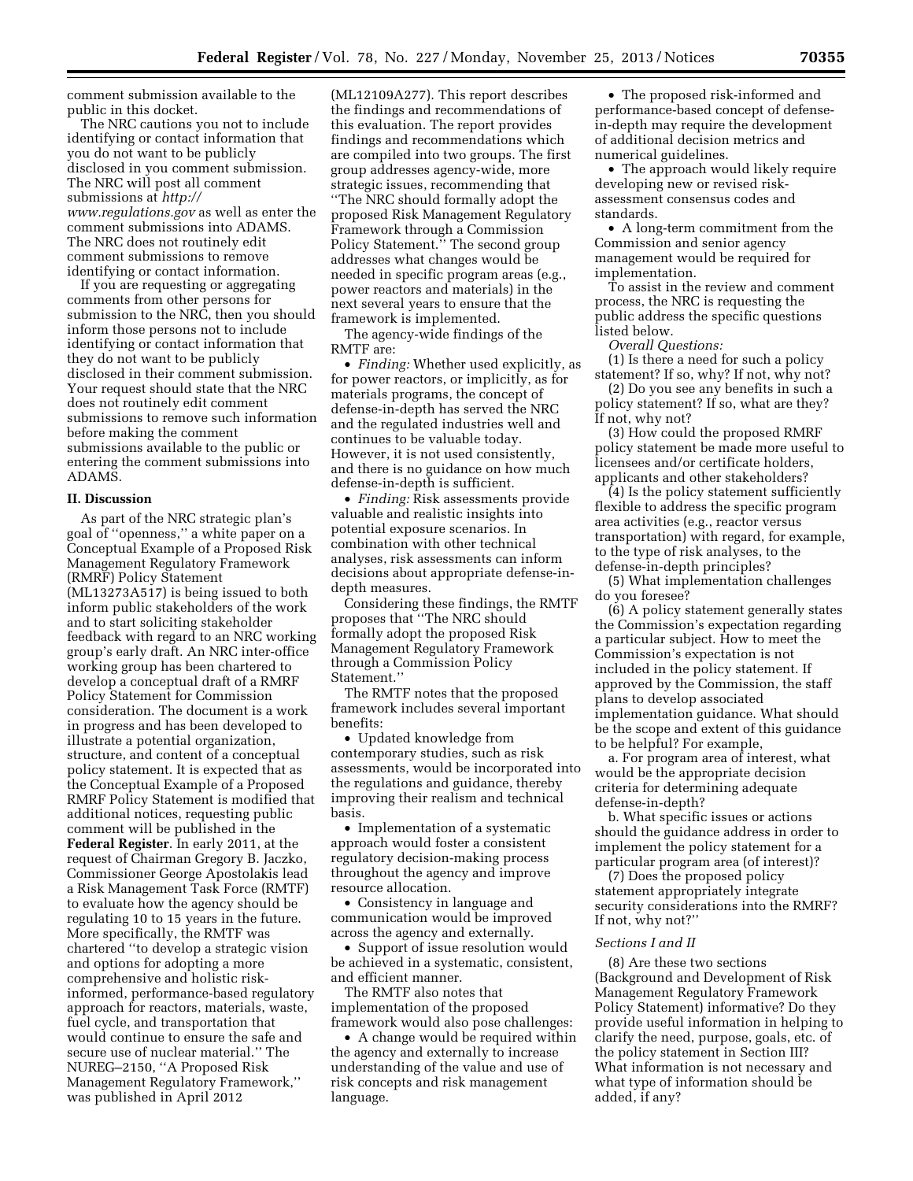comment submission available to the public in this docket.

The NRC cautions you not to include identifying or contact information that you do not want to be publicly disclosed in you comment submission. The NRC will post all comment submissions at *http://www.regulations.gov* as well as enter the comment submissions into ADAMS. The NRC does not routinely edit comment submissions to remove identifying or contact information.

If you are requesting or aggregating comments from other persons for submission to the NRC, then you should inform those persons not to include identifying or contact information that they do not want to be publicly disclosed in their comment submission. Your request should state that the NRC does not routinely edit comment submissions to remove such information before making the comment submissions available to the public or entering the comment submissions into ADAMS.

## II. Discussion

As part of the NRC strategic plan's goal of ''openness,'' a white paper on a Conceptual Example of a Proposed Risk Management Regulatory Framework (RMRF) Policy Statement (ML13273A517) is being issued to both inform public stakeholders of the work and to start soliciting stakeholder feedback with regard to an NRC working group's early draft. An NRC inter-office working group has been chartered to develop a conceptual draft of a RMRF Policy Statement for Commission consideration. The document is a work in progress and has been developed to illustrate a potential organization, structure, and content of a conceptual policy statement. It is expected that as the Conceptual Example of a Proposed RMRF Policy Statement is modified that additional notices, requesting public comment will be published in the **Federal Register**. In early 2011, at the request of Chairman Gregory B. Jaczko, Commissioner George Apostolakis lead a Risk Management Task Force (RMTF) to evaluate how the agency should be regulating 10 to 15 years in the future. More specifically, the RMTF was chartered ''to develop a strategic vision and options for adopting a more comprehensive and holistic risk-informed, performance-based regulatory approach for reactors, materials, waste, fuel cycle, and transportation that would continue to ensure the safe and secure use of nuclear material.'' The NUREG–2150, ''A Proposed Risk Management Regulatory Framework,'' was published in April 2012 (ML12109A277). This report describes the findings and recommendations of this evaluation. The report provides findings and recommendations which are compiled into two groups. The first group addresses agency-wide, more strategic issues, recommending that ''The NRC should formally adopt the proposed Risk Management Regulatory Framework through a Commission Policy Statement.'' The second group addresses what changes would be needed in specific program areas (e.g., power reactors and materials) in the next several years to ensure that the framework is implemented.

The agency-wide findings of the RMTF are:

- *Finding:* Whether used explicitly, as for power reactors, or implicitly, as for materials programs, the concept of defense-in-depth has served the NRC and the regulated industries well and continues to be valuable today. However, it is not used consistently, and there is no guidance on how much defense-in-depth is sufficient.
- *Finding:* Risk assessments provide valuable and realistic insights into potential exposure scenarios. In combination with other technical analyses, risk assessments can inform decisions about appropriate defense-in-depth measures.

Considering these findings, the RMTF proposes that ''The NRC should formally adopt the proposed Risk Management Regulatory Framework through a Commission Policy Statement.''

The RMTF notes that the proposed framework includes several important benefits:

- Updated knowledge from contemporary studies, such as risk assessments, would be incorporated into the regulations and guidance, thereby improving their realism and technical basis.
- Implementation of a systematic approach would foster a consistent regulatory decision-making process throughout the agency and improve resource allocation.
- Consistency in language and communication would be improved across the agency and externally.
- Support of issue resolution would be achieved in a systematic, consistent, and efficient manner.

The RMTF also notes that implementation of the proposed framework would also pose challenges:

- A change would be required within the agency and externally to increase understanding of the value and use of risk concepts and risk management language.
- The proposed risk-informed and performance-based concept of defense-in-depth may require the development of additional decision metrics and numerical guidelines.
- The approach would likely require developing new or revised risk-assessment consensus codes and standards.
- A long-term commitment from the Commission and senior agency management would be required for implementation.

To assist in the review and comment process, the NRC is requesting the public address the specific questions listed below.

*Overall Questions:*

(1) Is there a need for such a policy statement? If so, why? If not, why not?

(2) Do you see any benefits in such a policy statement? If so, what are they? If not, why not?

(3) How could the proposed RMRF policy statement be made more useful to licensees and/or certificate holders, applicants and other stakeholders?

(4) Is the policy statement sufficiently flexible to address the specific program area activities (e.g., reactor versus transportation) with regard, for example, to the type of risk analyses, to the defense-in-depth principles?

(5) What implementation challenges do you foresee?

(6) A policy statement generally states the Commission's expectation regarding a particular subject. How to meet the Commission's expectation is not included in the policy statement. If approved by the Commission, the staff plans to develop associated implementation guidance. What should be the scope and extent of this guidance to be helpful? For example,

a. For program area of interest, what would be the appropriate decision criteria for determining adequate defense-in-depth?

b. What specific issues or actions should the guidance address in order to implement the policy statement for a particular program area (of interest)?

(7) Does the proposed policy statement appropriately integrate security considerations into the RMRF? If not, why not?''

### *Sections I and II*

(8) Are these two sections (Background and Development of Risk Management Regulatory Framework Policy Statement) informative? Do they provide useful information in helping to clarify the need, purpose, goals, etc. of the policy statement in Section III? What information is not necessary and what type of information should be added, if any?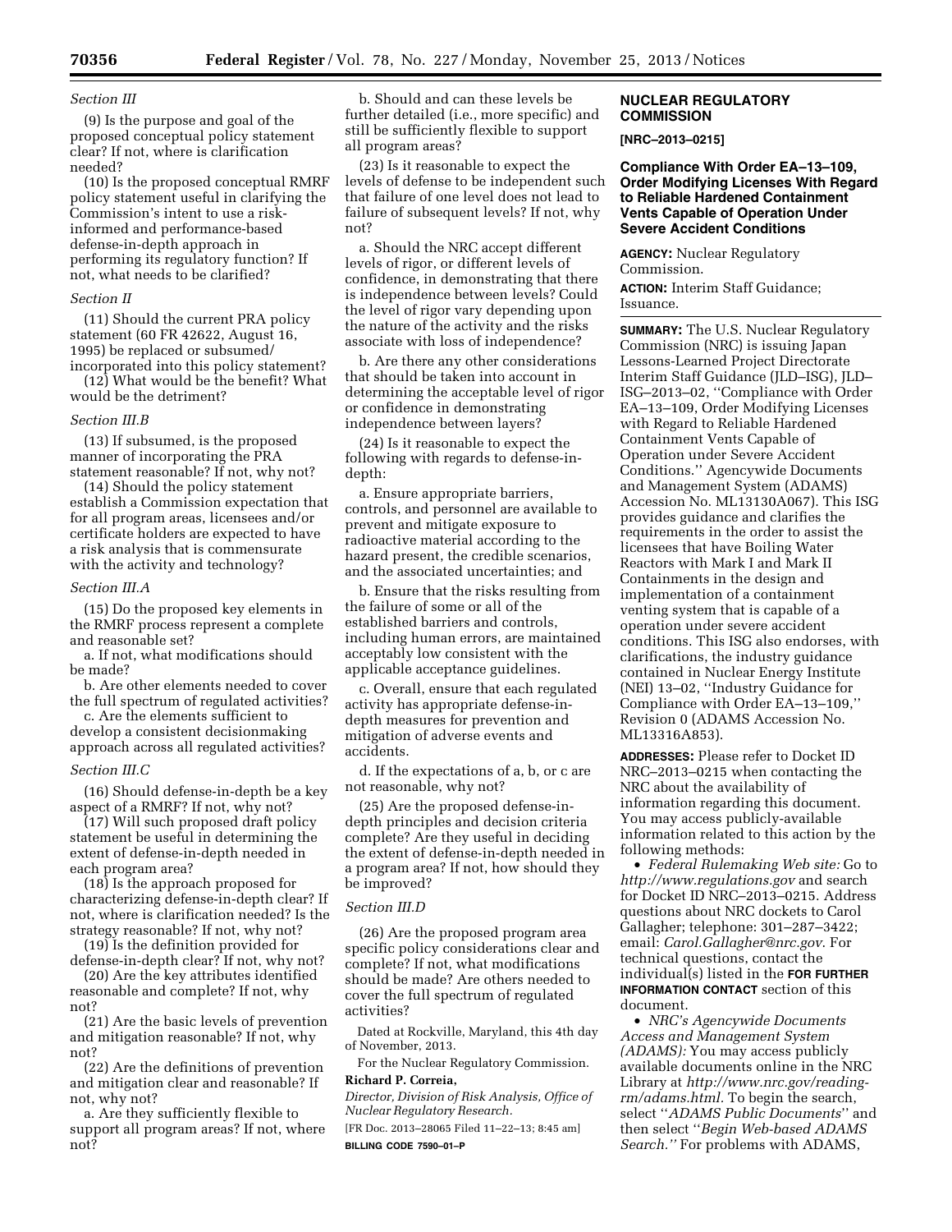*Section III*

(9) Is the purpose and goal of the proposed conceptual policy statement clear? If not, where is clarification needed?

(10) Is the proposed conceptual RMRF policy statement useful in clarifying the Commission's intent to use a risk-informed and performance-based defense-in-depth approach in performing its regulatory function? If not, what needs to be clarified?

*Section II*

(11) Should the current PRA policy statement (60 FR 42622, August 16, 1995) be replaced or subsumed/incorporated into this policy statement?

(12) What would be the benefit? What would be the detriment?

*Section III.B*

(13) If subsumed, is the proposed manner of incorporating the PRA statement reasonable? If not, why not?

(14) Should the policy statement establish a Commission expectation that for all program areas, licensees and/or certificate holders are expected to have a risk analysis that is commensurate with the activity and technology?

*Section III.A*

(15) Do the proposed key elements in the RMRF process represent a complete and reasonable set?

a. If not, what modifications should be made?

b. Are other elements needed to cover the full spectrum of regulated activities?

c. Are the elements sufficient to develop a consistent decisionmaking approach across all regulated activities?

*Section III.C*

(16) Should defense-in-depth be a key aspect of a RMRF? If not, why not?

(17) Will such proposed draft policy statement be useful in determining the extent of defense-in-depth needed in each program area?

(18) Is the approach proposed for characterizing defense-in-depth clear? If not, where is clarification needed? Is the strategy reasonable? If not, why not?

(19) Is the definition provided for defense-in-depth clear? If not, why not?

(20) Are the key attributes identified reasonable and complete? If not, why not?

(21) Are the basic levels of prevention and mitigation reasonable? If not, why not?

(22) Are the definitions of prevention and mitigation clear and reasonable? If not, why not?

a. Are they sufficiently flexible to support all program areas? If not, where not?

b. Should and can these levels be further detailed (i.e., more specific) and still be sufficiently flexible to support all program areas?

(23) Is it reasonable to expect the levels of defense to be independent such that failure of one level does not lead to failure of subsequent levels? If not, why not?

a. Should the NRC accept different levels of rigor, or different levels of confidence, in demonstrating that there is independence between levels? Could the level of rigor vary depending upon the nature of the activity and the risks associate with loss of independence?

b. Are there any other considerations that should be taken into account in determining the acceptable level of rigor or confidence in demonstrating independence between layers?

(24) Is it reasonable to expect the following with regards to defense-in-depth:

a. Ensure appropriate barriers, controls, and personnel are available to prevent and mitigate exposure to radioactive material according to the hazard present, the credible scenarios, and the associated uncertainties; and

b. Ensure that the risks resulting from the failure of some or all of the established barriers and controls, including human errors, are maintained acceptably low consistent with the applicable acceptance guidelines.

c. Overall, ensure that each regulated activity has appropriate defense-in-depth measures for prevention and mitigation of adverse events and accidents.

d. If the expectations of a, b, or c are not reasonable, why not?

(25) Are the proposed defense-in-depth principles and decision criteria complete? Are they useful in deciding the extent of defense-in-depth needed in a program area? If not, how should they be improved?

*Section III.D*

(26) Are the proposed program area specific policy considerations clear and complete? If not, what modifications should be made? Are others needed to cover the full spectrum of regulated activities?

Dated at Rockville, Maryland, this 4th day of November, 2013.

For the Nuclear Regulatory Commission.

**Richard P. Correia,**

*Director, Division of Risk Analysis, Office of Nuclear Regulatory Research.*

[FR Doc. 2013–28065 Filed 11–22–13; 8:45 am]

**BILLING CODE 7590–01–P**

## NUCLEAR REGULATORY COMMISSION

**[NRC–2013–0215]**

### Compliance With Order EA–13–109, Order Modifying Licenses With Regard to Reliable Hardened Containment Vents Capable of Operation Under Severe Accident Conditions

**AGENCY:** Nuclear Regulatory Commission.

**ACTION:** Interim Staff Guidance; Issuance.

**SUMMARY:** The U.S. Nuclear Regulatory Commission (NRC) is issuing Japan Lessons-Learned Project Directorate Interim Staff Guidance (JLD–ISG), JLD–ISG–2013–02, ''Compliance with Order EA–13–109, Order Modifying Licenses with Regard to Reliable Hardened Containment Vents Capable of Operation under Severe Accident Conditions.'' Agencywide Documents and Management System (ADAMS) Accession No. ML13130A067). This ISG provides guidance and clarifies the requirements in the order to assist the licensees that have Boiling Water Reactors with Mark I and Mark II Containments in the design and implementation of a containment venting system that is capable of a operation under severe accident conditions. This ISG also endorses, with clarifications, the industry guidance contained in Nuclear Energy Institute (NEI) 13–02, ''Industry Guidance for Compliance with Order EA–13–109,'' Revision 0 (ADAMS Accession No. ML13316A853).

**ADDRESSES:** Please refer to Docket ID NRC–2013–0215 when contacting the NRC about the availability of information regarding this document. You may access publicly-available information related to this action by the following methods:

- *Federal Rulemaking Web site:* Go to *http://www.regulations.gov* and search for Docket ID NRC–2013–0215. Address questions about NRC dockets to Carol Gallagher; telephone: 301–287–3422; email: *Carol.Gallagher@nrc.gov*. For technical questions, contact the individual(s) listed in the **FOR FURTHER INFORMATION CONTACT** section of this document.
- *NRC's Agencywide Documents Access and Management System (ADAMS):* You may access publicly available documents online in the NRC Library at *http://www.nrc.gov/reading-rm/adams.html.* To begin the search, select ''*ADAMS Public Documents*'' and then select ''*Begin Web-based ADAMS Search.''* For problems with ADAMS,